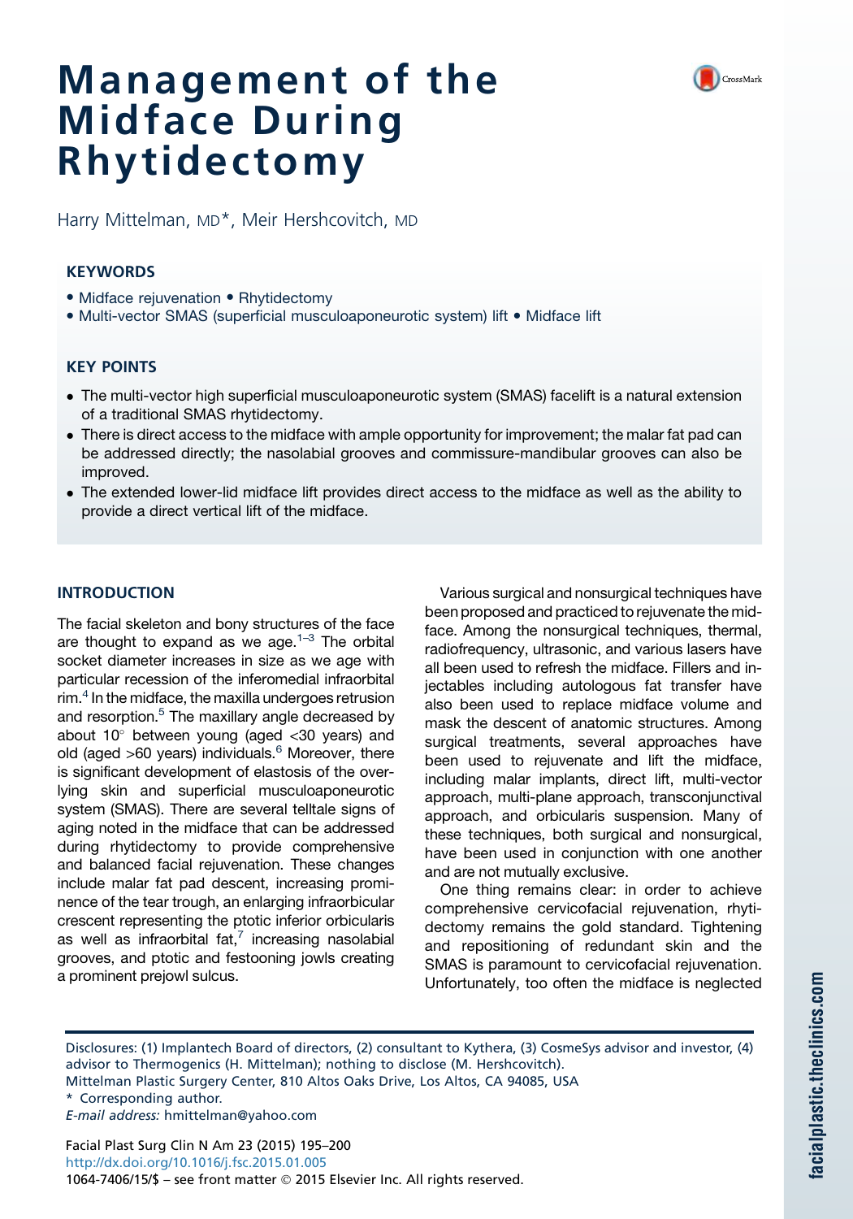# Management of the Midface During Rhytidectomy

Harry Mittelman, MD*, Meir Hershcovitch, MD

## KEYWORDS

- Midface rejuvenation • Rhytidectomy
- Multi-vector SMAS (superficial musculoaponeurotic system) lift • Midface lift

## KEY POINTS

- The multi-vector high superficial musculoaponeurotic system (SMAS) facelift is a natural extension of a traditional SMAS rhytidectomy.
- There is direct access to the midface with ample opportunity for improvement; the malar fat pad can be addressed directly; the nasolabial grooves and commissure-mandibular grooves can also be improved.
- The extended lower-lid midface lift provides direct access to the midface as well as the ability to provide a direct vertical lift of the midface.

## INTRODUCTION

The facial skeleton and bony structures of the face are thought to expand as we age.[1–3] The orbital socket diameter increases in size as we age with particular recession of the inferomedial infraorbital rim.[4] In the midface, the maxilla undergoes retrusion and resorption.[5] The maxillary angle decreased by about 10° between young (aged <30 years) and old (aged >60 years) individuals.[6] Moreover, there is significant development of elastosis of the overlying skin and superficial musculoaponeurotic system (SMAS). There are several telltale signs of aging noted in the midface that can be addressed during rhytidectomy to provide comprehensive and balanced facial rejuvenation. These changes include malar fat pad descent, increasing prominence of the tear trough, an enlarging infraorbicular crescent representing the ptotic inferior orbicularis as well as infraorbital fat,[7] increasing nasolabial grooves, and ptotic and festooning jowls creating a prominent prejowl sulcus.

Various surgical and nonsurgical techniques have been proposed and practiced to rejuvenate the midface. Among the nonsurgical techniques, thermal, radiofrequency, ultrasonic, and various lasers have all been used to refresh the midface. Fillers and injectables including autologous fat transfer have also been used to replace midface volume and mask the descent of anatomic structures. Among surgical treatments, several approaches have been used to rejuvenate and lift the midface, including malar implants, direct lift, multi-vector approach, multi-plane approach, transconjunctival approach, and orbicularis suspension. Many of these techniques, both surgical and nonsurgical, have been used in conjunction with one another and are not mutually exclusive.

One thing remains clear: in order to achieve comprehensive cervicofacial rejuvenation, rhytidectomy remains the gold standard. Tightening and repositioning of redundant skin and the SMAS is paramount to cervicofacial rejuvenation. Unfortunately, too often the midface is neglected

Disclosures: (1) Implantech Board of directors, (2) consultant to Kythera, (3) CosmeSys advisor and investor, (4) advisor to Thermogenics (H. Mittelman); nothing to disclose (M. Hershcovitch).
Mittelman Plastic Surgery Center, 810 Altos Oaks Drive, Los Altos, CA 94085, USA
* Corresponding author.
*E-mail address:* hmittelman@yahoo.com

Facial Plast Surg Clin N Am 23 (2015) 195–200
http://dx.doi.org/10.1016/j.fsc.2015.01.005
1064-7406/15/$ – see front matter © 2015 Elsevier Inc. All rights reserved.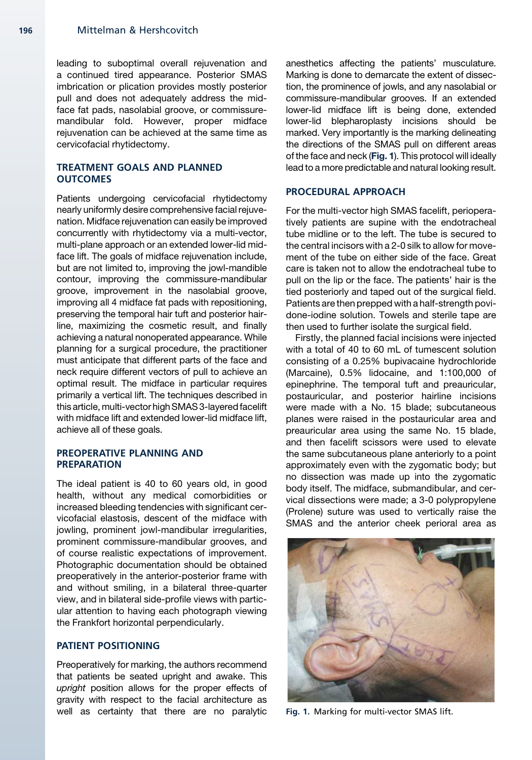leading to suboptimal overall rejuvenation and a continued tired appearance. Posterior SMAS imbrication or plication provides mostly posterior pull and does not adequately address the midface fat pads, nasolabial groove, or commissure-mandibular fold. However, proper midface rejuvenation can be achieved at the same time as cervicofacial rhytidectomy.

## TREATMENT GOALS AND PLANNED OUTCOMES

Patients undergoing cervicofacial rhytidectomy nearly uniformly desire comprehensive facial rejuvenation. Midface rejuvenation can easily be improved concurrently with rhytidectomy via a multi-vector, multi-plane approach or an extended lower-lid midface lift. The goals of midface rejuvenation include, but are not limited to, improving the jowl-mandible contour, improving the commissure-mandibular groove, improvement in the nasolabial groove, improving all 4 midface fat pads with repositioning, preserving the temporal hair tuft and posterior hairline, maximizing the cosmetic result, and finally achieving a natural nonoperated appearance. While planning for a surgical procedure, the practitioner must anticipate that different parts of the face and neck require different vectors of pull to achieve an optimal result. The midface in particular requires primarily a vertical lift. The techniques described in this article, multi-vector high SMAS 3-layered facelift with midface lift and extended lower-lid midface lift, achieve all of these goals.

## PREOPERATIVE PLANNING AND PREPARATION

The ideal patient is 40 to 60 years old, in good health, without any medical comorbidities or increased bleeding tendencies with significant cervicofacial elastosis, descent of the midface with jowling, prominent jowl-mandibular irregularities, prominent commissure-mandibular grooves, and of course realistic expectations of improvement. Photographic documentation should be obtained preoperatively in the anterior-posterior frame with and without smiling, in a bilateral three-quarter view, and in bilateral side-profile views with particular attention to having each photograph viewing the Frankfort horizontal perpendicularly.

## PATIENT POSITIONING

Preoperatively for marking, the authors recommend that patients be seated upright and awake. This *upright* position allows for the proper effects of gravity with respect to the facial architecture as well as certainty that there are no paralytic anesthetics affecting the patients' musculature. Marking is done to demarcate the extent of dissection, the prominence of jowls, and any nasolabial or commissure-mandibular grooves. If an extended lower-lid midface lift is being done, extended lower-lid blepharoplasty incisions should be marked. Very importantly is the marking delineating the directions of the SMAS pull on different areas of the face and neck (**Fig. 1**). This protocol will ideally lead to a more predictable and natural looking result.

## PROCEDURAL APPROACH

For the multi-vector high SMAS facelift, perioperatively patients are supine with the endotracheal tube midline or to the left. The tube is secured to the central incisors with a 2-0 silk to allow for movement of the tube on either side of the face. Great care is taken not to allow the endotracheal tube to pull on the lip or the face. The patients' hair is the tied posteriorly and taped out of the surgical field. Patients are then prepped with a half-strength povidone-iodine solution. Towels and sterile tape are then used to further isolate the surgical field.

Firstly, the planned facial incisions were injected with a total of 40 to 60 mL of tumescent solution consisting of a 0.25% bupivacaine hydrochloride (Marcaine), 0.5% lidocaine, and 1:100,000 of epinephrine. The temporal tuft and preauricular, postauricular, and posterior hairline incisions were made with a No. 15 blade; subcutaneous planes were raised in the postauricular area and preauricular area using the same No. 15 blade, and then facelift scissors were used to elevate the same subcutaneous plane anteriorly to a point approximately even with the zygomatic body; but no dissection was made up into the zygomatic body itself. The midface, submandibular, and cervical dissections were made; a 3-0 polypropylene (Prolene) suture was used to vertically raise the SMAS and the anterior cheek perioral area as

**Fig. 1.** Marking for multi-vector SMAS lift.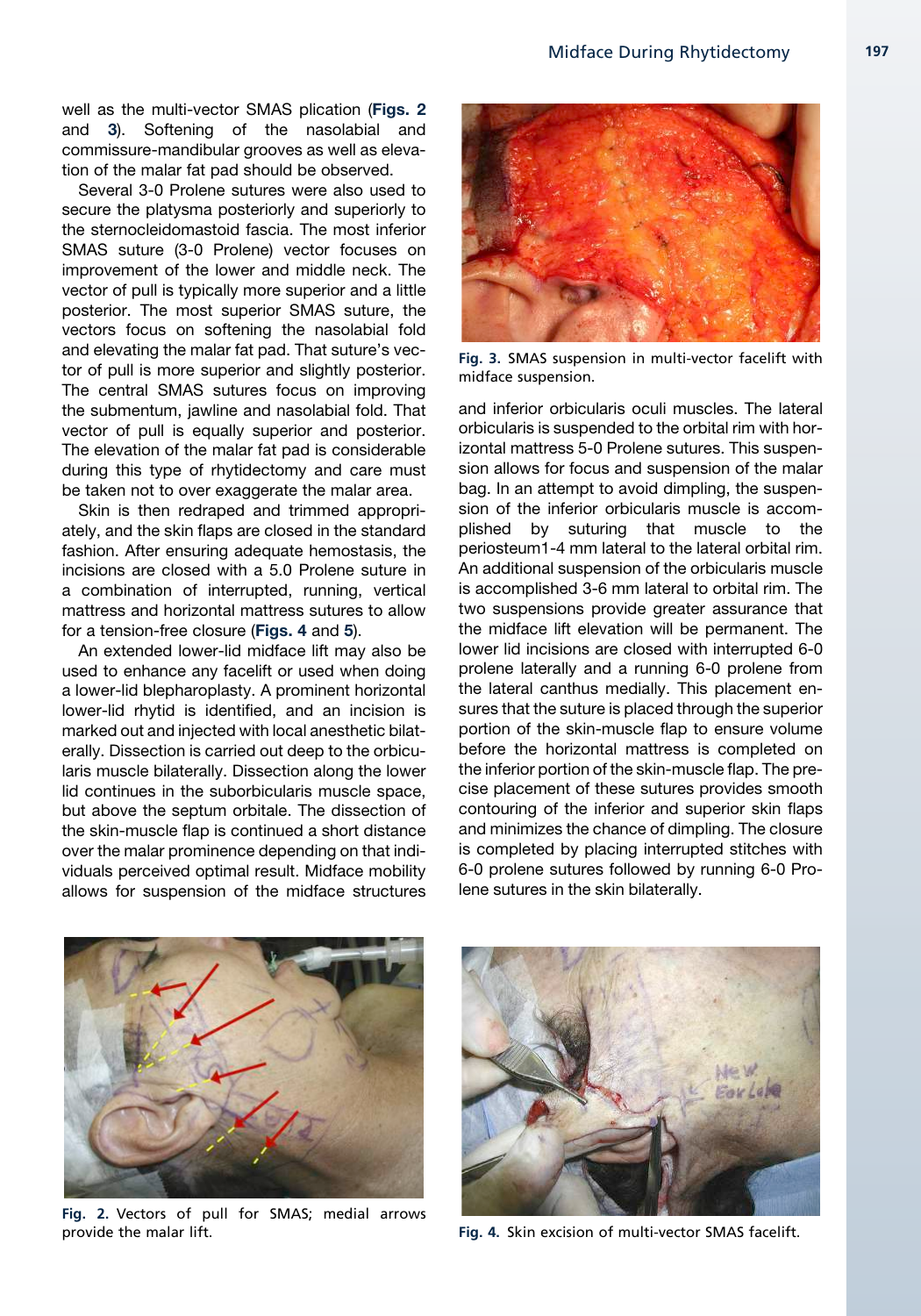well as the multi-vector SMAS plication (**Figs. 2** and **3**). Softening of the nasolabial and commissure-mandibular grooves as well as elevation of the malar fat pad should be observed.

Several 3-0 Prolene sutures were also used to secure the platysma posteriorly and superiorly to the sternocleidomastoid fascia. The most inferior SMAS suture (3-0 Prolene) vector focuses on improvement of the lower and middle neck. The vector of pull is typically more superior and a little posterior. The most superior SMAS suture, the vectors focus on softening the nasolabial fold and elevating the malar fat pad. That suture's vector of pull is more superior and slightly posterior. The central SMAS sutures focus on improving the submentum, jawline and nasolabial fold. That vector of pull is equally superior and posterior. The elevation of the malar fat pad is considerable during this type of rhytidectomy and care must be taken not to over exaggerate the malar area.

Skin is then redraped and trimmed appropriately, and the skin flaps are closed in the standard fashion. After ensuring adequate hemostasis, the incisions are closed with a 5.0 Prolene suture in a combination of interrupted, running, vertical mattress and horizontal mattress sutures to allow for a tension-free closure (**Figs. 4** and **5**).

An extended lower-lid midface lift may also be used to enhance any facelift or used when doing a lower-lid blepharoplasty. A prominent horizontal lower-lid rhytid is identified, and an incision is marked out and injected with local anesthetic bilaterally. Dissection is carried out deep to the orbicularis muscle bilaterally. Dissection along the lower lid continues in the suborbicularis muscle space, but above the septum orbitale. The dissection of the skin-muscle flap is continued a short distance over the malar prominence depending on that individuals perceived optimal result. Midface mobility allows for suspension of the midface structures and inferior orbicularis oculi muscles. The lateral orbicularis is suspended to the orbital rim with horizontal mattress 5-0 Prolene sutures. This suspension allows for focus and suspension of the malar bag. In an attempt to avoid dimpling, the suspension of the inferior orbicularis muscle is accomplished by suturing that muscle to the periosteum1-4 mm lateral to the lateral orbital rim. An additional suspension of the orbicularis muscle is accomplished 3-6 mm lateral to orbital rim. The two suspensions provide greater assurance that the midface lift elevation will be permanent. The lower lid incisions are closed with interrupted 6-0 prolene laterally and a running 6-0 prolene from the lateral canthus medially. This placement ensures that the suture is placed through the superior portion of the skin-muscle flap to ensure volume before the horizontal mattress is completed on the inferior portion of the skin-muscle flap. The precise placement of these sutures provides smooth contouring of the inferior and superior skin flaps and minimizes the chance of dimpling. The closure is completed by placing interrupted stitches with 6-0 prolene sutures followed by running 6-0 Prolene sutures in the skin bilaterally.

**Fig. 3.** SMAS suspension in multi-vector facelift with midface suspension.

**Fig. 2.** Vectors of pull for SMAS; medial arrows provide the malar lift.

**Fig. 4.** Skin excision of multi-vector SMAS facelift.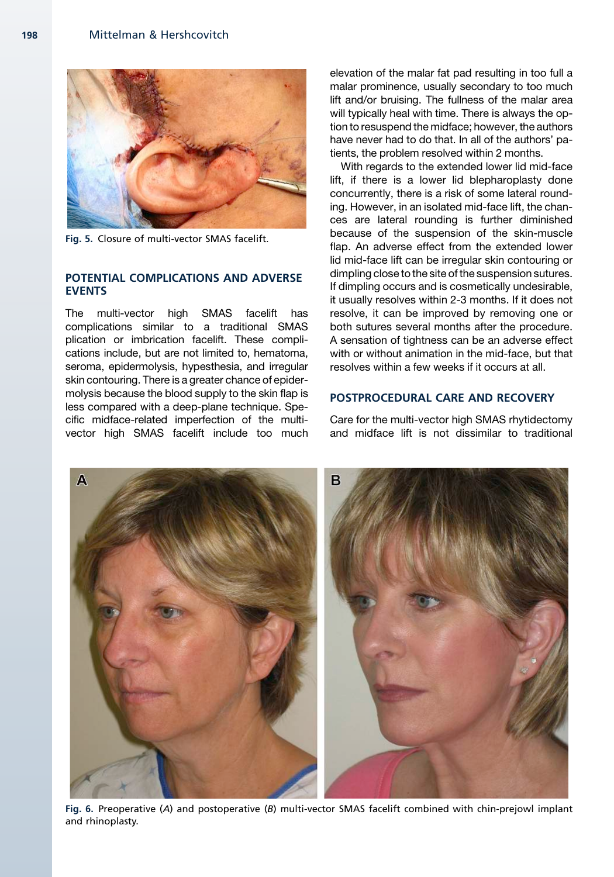Fig. 5. Closure of multi-vector SMAS facelift.

## POTENTIAL COMPLICATIONS AND ADVERSE EVENTS

The multi-vector high SMAS facelift has complications similar to a traditional SMAS plication or imbrication facelift. These complications include, but are not limited to, hematoma, seroma, epidermolysis, hypesthesia, and irregular skin contouring. There is a greater chance of epidermolysis because the blood supply to the skin flap is less compared with a deep-plane technique. Specific midface-related imperfection of the multi-vector high SMAS facelift include too much elevation of the malar fat pad resulting in too full a malar prominence, usually secondary to too much lift and/or bruising. The fullness of the malar area will typically heal with time. There is always the option to resuspend the midface; however, the authors have never had to do that. In all of the authors' patients, the problem resolved within 2 months.

With regards to the extended lower lid mid-face lift, if there is a lower lid blepharoplasty done concurrently, there is a risk of some lateral rounding. However, in an isolated mid-face lift, the chances are lateral rounding is further diminished because of the suspension of the skin-muscle flap. An adverse effect from the extended lower lid mid-face lift can be irregular skin contouring or dimpling close to the site of the suspension sutures. If dimpling occurs and is cosmetically undesirable, it usually resolves within 2-3 months. If it does not resolve, it can be improved by removing one or both sutures several months after the procedure. A sensation of tightness can be an adverse effect with or without animation in the mid-face, but that resolves within a few weeks if it occurs at all.

## POSTPROCEDURAL CARE AND RECOVERY

Care for the multi-vector high SMAS rhytidectomy and midface lift is not dissimilar to traditional

Fig. 6. Preoperative (*A*) and postoperative (*B*) multi-vector SMAS facelift combined with chin-prejowl implant and rhinoplasty.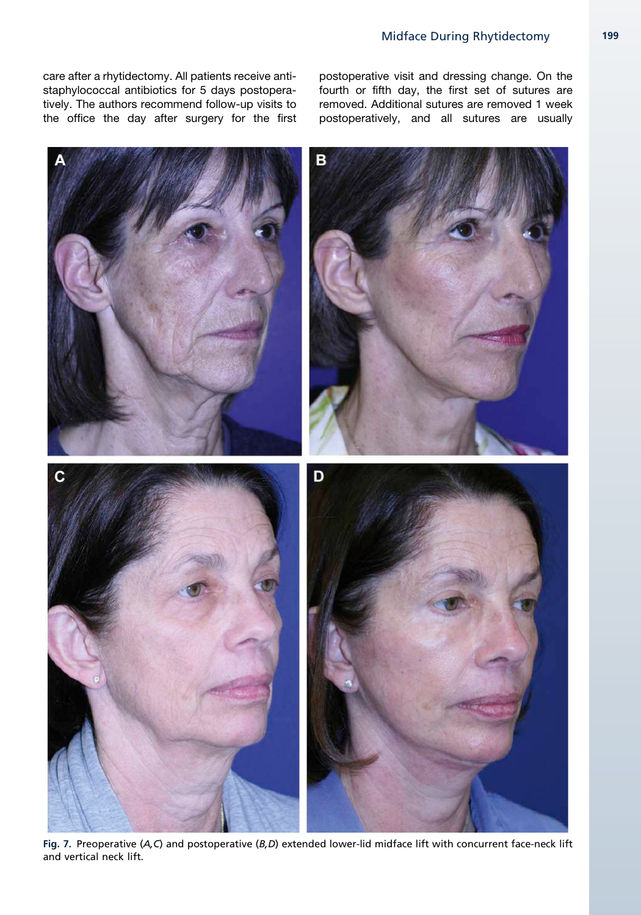care after a rhytidectomy. All patients receive antistaphylococcal antibiotics for 5 days postoperatively. The authors recommend follow-up visits to the office the day after surgery for the first postoperative visit and dressing change. On the fourth or fifth day, the first set of sutures are removed. Additional sutures are removed 1 week postoperatively, and all sutures are usually

**Fig. 7.** Preoperative (*A,C*) and postoperative (*B,D*) extended lower-lid midface lift with concurrent face-neck lift and vertical neck lift.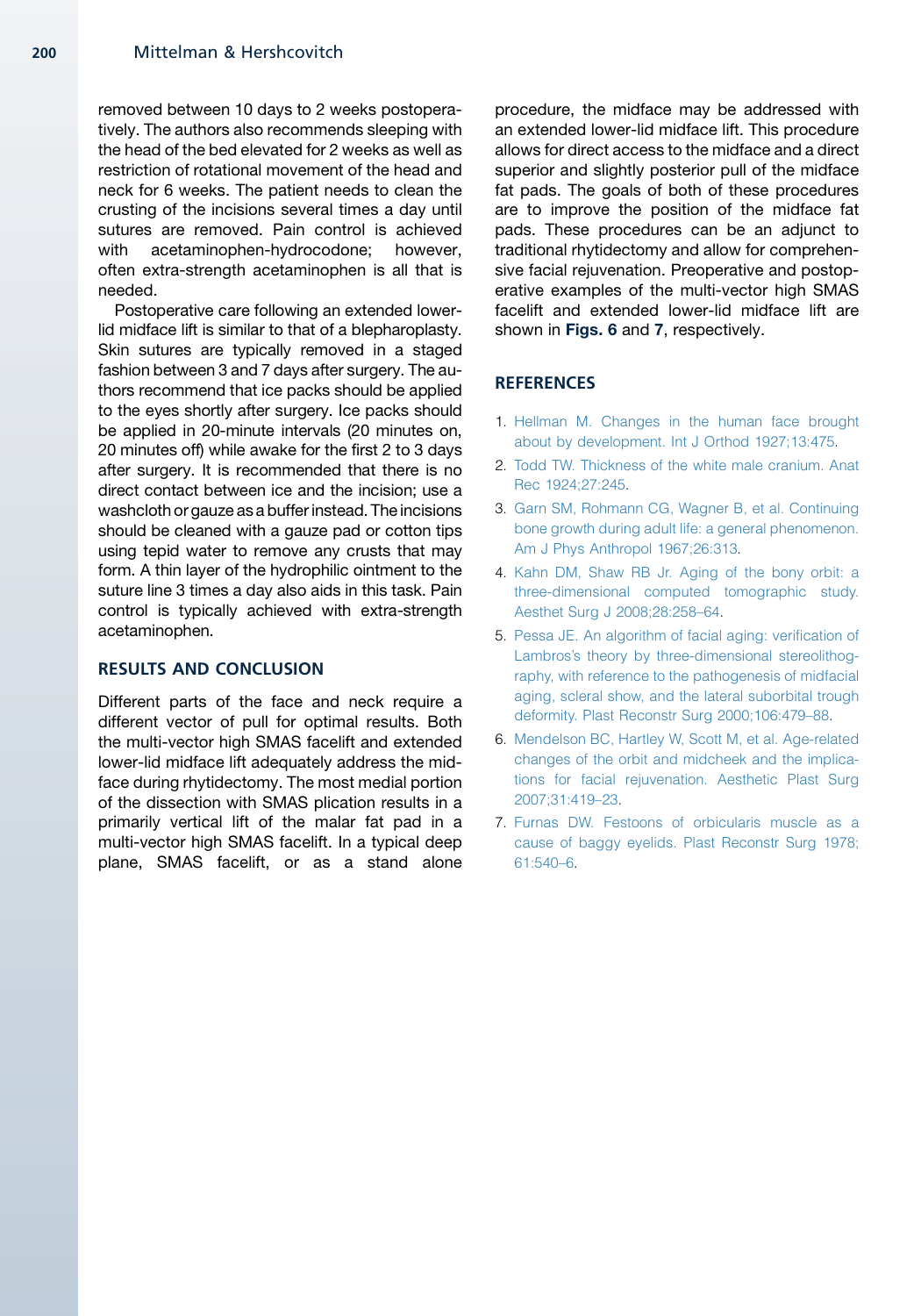removed between 10 days to 2 weeks postoperatively. The authors also recommends sleeping with the head of the bed elevated for 2 weeks as well as restriction of rotational movement of the head and neck for 6 weeks. The patient needs to clean the crusting of the incisions several times a day until sutures are removed. Pain control is achieved with acetaminophen-hydrocodone; however, often extra-strength acetaminophen is all that is needed.

Postoperative care following an extended lower-lid midface lift is similar to that of a blepharoplasty. Skin sutures are typically removed in a staged fashion between 3 and 7 days after surgery. The authors recommend that ice packs should be applied to the eyes shortly after surgery. Ice packs should be applied in 20-minute intervals (20 minutes on, 20 minutes off) while awake for the first 2 to 3 days after surgery. It is recommended that there is no direct contact between ice and the incision; use a washcloth or gauze as a buffer instead. The incisions should be cleaned with a gauze pad or cotton tips using tepid water to remove any crusts that may form. A thin layer of the hydrophilic ointment to the suture line 3 times a day also aids in this task. Pain control is typically achieved with extra-strength acetaminophen.

## RESULTS AND CONCLUSION

Different parts of the face and neck require a different vector of pull for optimal results. Both the multi-vector high SMAS facelift and extended lower-lid midface lift adequately address the midface during rhytidectomy. The most medial portion of the dissection with SMAS plication results in a primarily vertical lift of the malar fat pad in a multi-vector high SMAS facelift. In a typical deep plane, SMAS facelift, or as a stand alone procedure, the midface may be addressed with an extended lower-lid midface lift. This procedure allows for direct access to the midface and a direct superior and slightly posterior pull of the midface fat pads. The goals of both of these procedures are to improve the position of the midface fat pads. These procedures can be an adjunct to traditional rhytidectomy and allow for comprehensive facial rejuvenation. Preoperative and postoperative examples of the multi-vector high SMAS facelift and extended lower-lid midface lift are shown in **Figs. 6** and **7**, respectively.

## REFERENCES

1. Hellman M. Changes in the human face brought about by development. Int J Orthod 1927;13:475.
2. Todd TW. Thickness of the white male cranium. Anat Rec 1924;27:245.
3. Garn SM, Rohmann CG, Wagner B, et al. Continuing bone growth during adult life: a general phenomenon. Am J Phys Anthropol 1967;26:313.
4. Kahn DM, Shaw RB Jr. Aging of the bony orbit: a three-dimensional computed tomographic study. Aesthet Surg J 2008;28:258–64.
5. Pessa JE. An algorithm of facial aging: verification of Lambros's theory by three-dimensional stereolithography, with reference to the pathogenesis of midfacial aging, scleral show, and the lateral suborbital trough deformity. Plast Reconstr Surg 2000;106:479–88.
6. Mendelson BC, Hartley W, Scott M, et al. Age-related changes of the orbit and midcheek and the implications for facial rejuvenation. Aesthetic Plast Surg 2007;31:419–23.
7. Furnas DW. Festoons of orbicularis muscle as a cause of baggy eyelids. Plast Reconstr Surg 1978; 61:540–6.